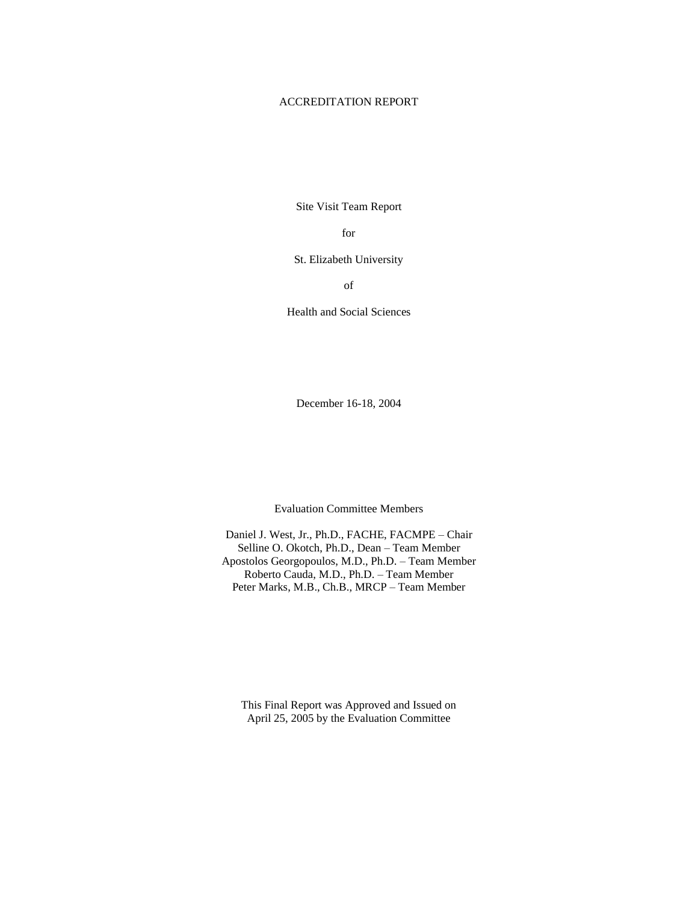# ACCREDITATION REPORT

Site Visit Team Report

for

St. Elizabeth University

of

Health and Social Sciences

December 16-18, 2004

Evaluation Committee Members

Daniel J. West, Jr., Ph.D., FACHE, FACMPE – Chair
Selline O. Okotch, Ph.D., Dean – Team Member
Apostolos Georgopoulos, M.D., Ph.D. – Team Member
Roberto Cauda, M.D., Ph.D. – Team Member
Peter Marks, M.B., Ch.B., MRCP – Team Member

This Final Report was Approved and Issued on
April 25, 2005 by the Evaluation Committee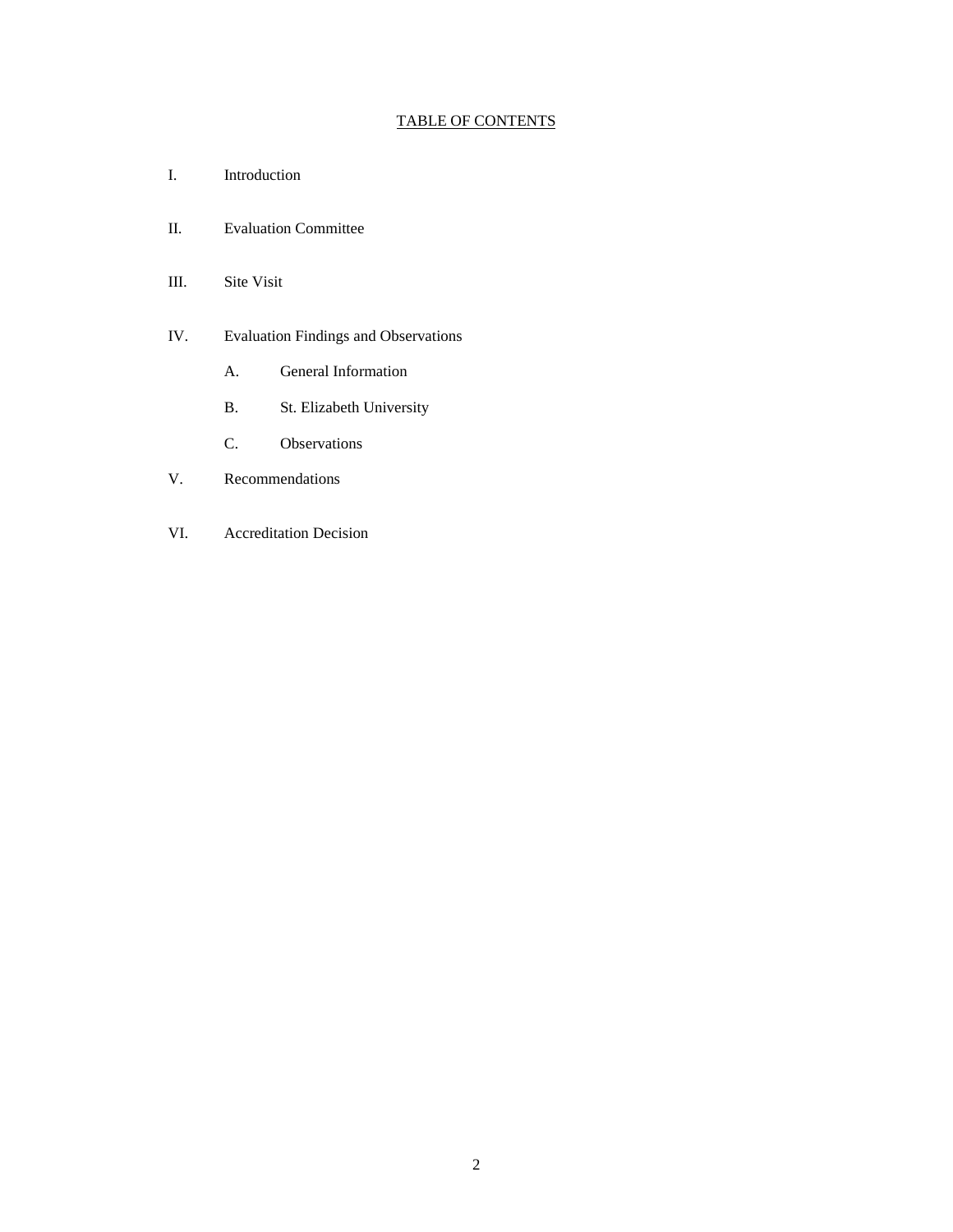## TABLE OF CONTENTS

I. Introduction

II. Evaluation Committee

III. Site Visit

IV. Evaluation Findings and Observations

   A. General Information

   B. St. Elizabeth University

   C. Observations

V. Recommendations

VI. Accreditation Decision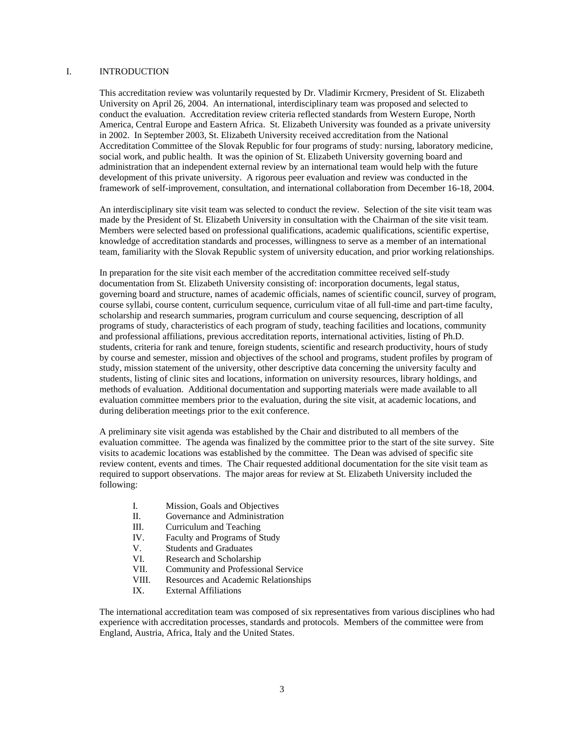## I. INTRODUCTION

This accreditation review was voluntarily requested by Dr. Vladimir Krcmery, President of St. Elizabeth University on April 26, 2004. An international, interdisciplinary team was proposed and selected to conduct the evaluation. Accreditation review criteria reflected standards from Western Europe, North America, Central Europe and Eastern Africa. St. Elizabeth University was founded as a private university in 2002. In September 2003, St. Elizabeth University received accreditation from the National Accreditation Committee of the Slovak Republic for four programs of study: nursing, laboratory medicine, social work, and public health. It was the opinion of St. Elizabeth University governing board and administration that an independent external review by an international team would help with the future development of this private university. A rigorous peer evaluation and review was conducted in the framework of self-improvement, consultation, and international collaboration from December 16-18, 2004.

An interdisciplinary site visit team was selected to conduct the review. Selection of the site visit team was made by the President of St. Elizabeth University in consultation with the Chairman of the site visit team. Members were selected based on professional qualifications, academic qualifications, scientific expertise, knowledge of accreditation standards and processes, willingness to serve as a member of an international team, familiarity with the Slovak Republic system of university education, and prior working relationships.

In preparation for the site visit each member of the accreditation committee received self-study documentation from St. Elizabeth University consisting of: incorporation documents, legal status, governing board and structure, names of academic officials, names of scientific council, survey of program, course syllabi, course content, curriculum sequence, curriculum vitae of all full-time and part-time faculty, scholarship and research summaries, program curriculum and course sequencing, description of all programs of study, characteristics of each program of study, teaching facilities and locations, community and professional affiliations, previous accreditation reports, international activities, listing of Ph.D. students, criteria for rank and tenure, foreign students, scientific and research productivity, hours of study by course and semester, mission and objectives of the school and programs, student profiles by program of study, mission statement of the university, other descriptive data concerning the university faculty and students, listing of clinic sites and locations, information on university resources, library holdings, and methods of evaluation. Additional documentation and supporting materials were made available to all evaluation committee members prior to the evaluation, during the site visit, at academic locations, and during deliberation meetings prior to the exit conference.

A preliminary site visit agenda was established by the Chair and distributed to all members of the evaluation committee. The agenda was finalized by the committee prior to the start of the site survey. Site visits to academic locations was established by the committee. The Dean was advised of specific site review content, events and times. The Chair requested additional documentation for the site visit team as required to support observations. The major areas for review at St. Elizabeth University included the following:

- I. Mission, Goals and Objectives
- II. Governance and Administration
- III. Curriculum and Teaching
- IV. Faculty and Programs of Study
- V. Students and Graduates
- VI. Research and Scholarship
- VII. Community and Professional Service
- VIII. Resources and Academic Relationships
- IX. External Affiliations

The international accreditation team was composed of six representatives from various disciplines who had experience with accreditation processes, standards and protocols. Members of the committee were from England, Austria, Africa, Italy and the United States.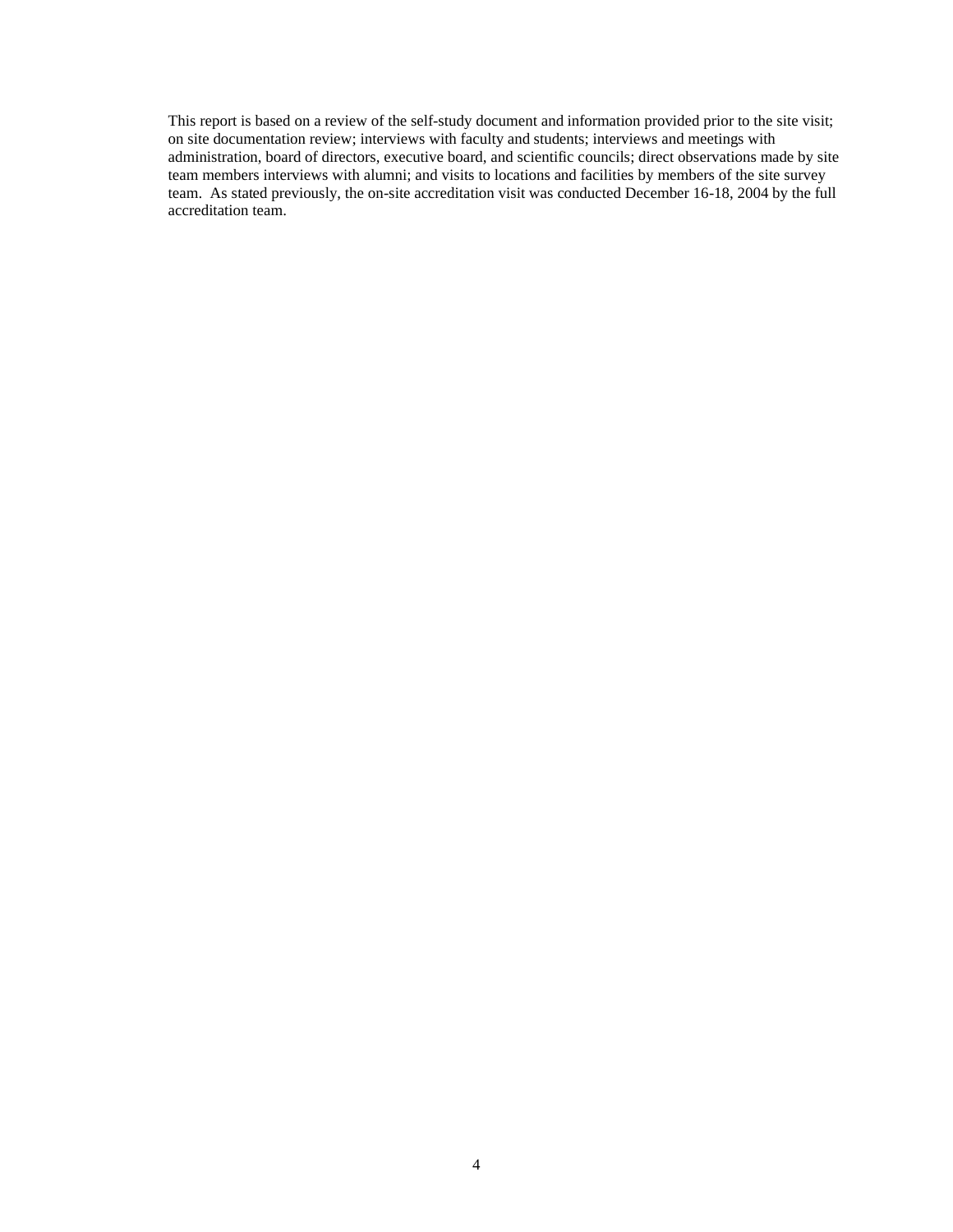This report is based on a review of the self-study document and information provided prior to the site visit; on site documentation review; interviews with faculty and students; interviews and meetings with administration, board of directors, executive board, and scientific councils; direct observations made by site team members interviews with alumni; and visits to locations and facilities by members of the site survey team. As stated previously, the on-site accreditation visit was conducted December 16-18, 2004 by the full accreditation team.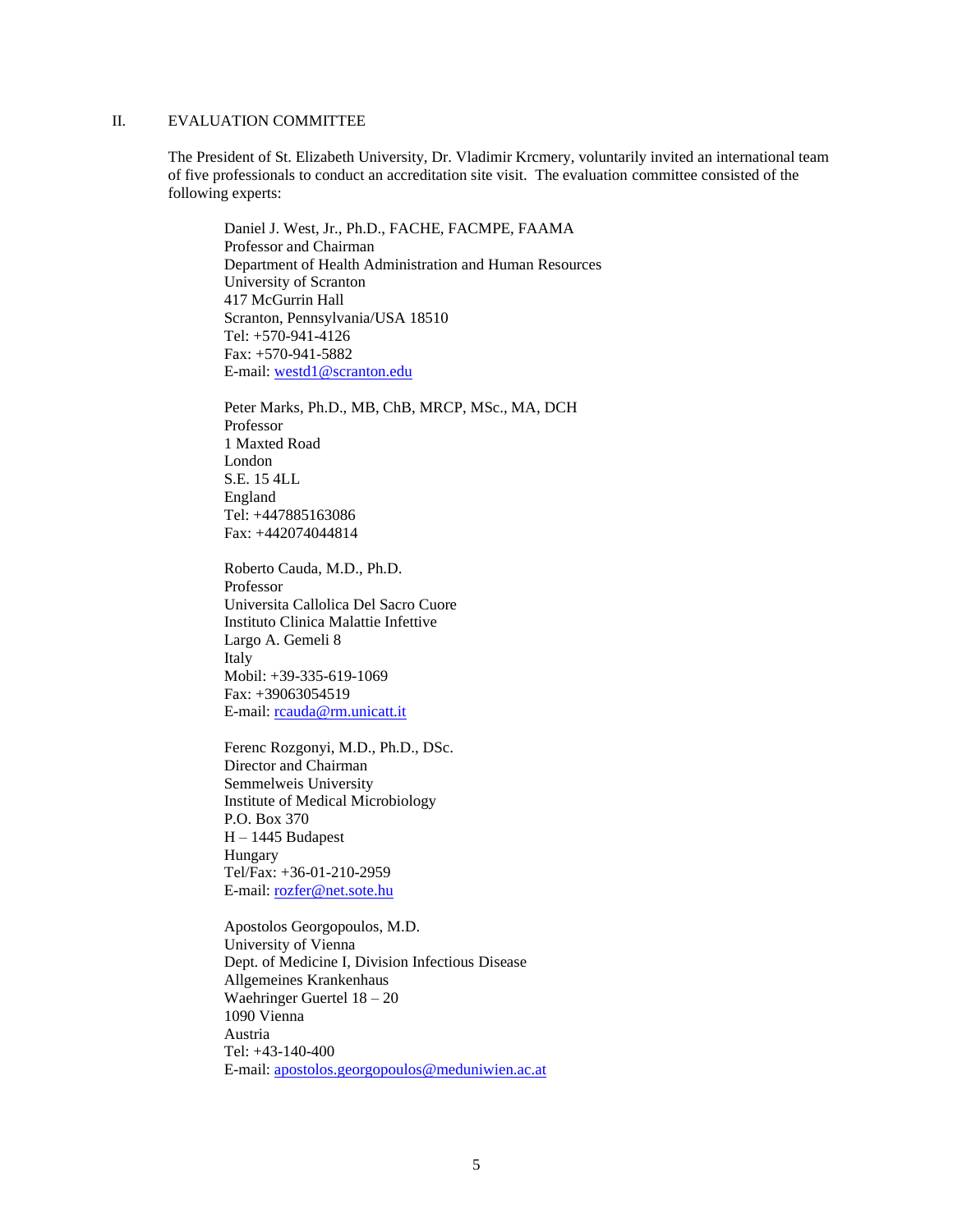## II. EVALUATION COMMITTEE

The President of St. Elizabeth University, Dr. Vladimir Krcmery, voluntarily invited an international team of five professionals to conduct an accreditation site visit. The evaluation committee consisted of the following experts:

Daniel J. West, Jr., Ph.D., FACHE, FACMPE, FAAMA
Professor and Chairman
Department of Health Administration and Human Resources
University of Scranton
417 McGurrin Hall
Scranton, Pennsylvania/USA 18510
Tel: +570-941-4126
Fax: +570-941-5882
E-mail: westd1@scranton.edu

Peter Marks, Ph.D., MB, ChB, MRCP, MSc., MA, DCH
Professor
1 Maxted Road
London
S.E. 15 4LL
England
Tel: +447885163086
Fax: +442074044814

Roberto Cauda, M.D., Ph.D.
Professor
Universita Callolica Del Sacro Cuore
Instituto Clinica Malattie Infettive
Largo A. Gemeli 8
Italy
Mobil: +39-335-619-1069
Fax: +39063054519
E-mail: rcauda@rm.unicatt.it

Ferenc Rozgonyi, M.D., Ph.D., DSc.
Director and Chairman
Semmelweis University
Institute of Medical Microbiology
P.O. Box 370
H – 1445 Budapest
Hungary
Tel/Fax: +36-01-210-2959
E-mail: rozfer@net.sote.hu

Apostolos Georgopoulos, M.D.
University of Vienna
Dept. of Medicine I, Division Infectious Disease
Allgemeines Krankenhaus
Waehringer Guertel 18 – 20
1090 Vienna
Austria
Tel: +43-140-400
E-mail: apostolos.georgopoulos@meduniwien.ac.at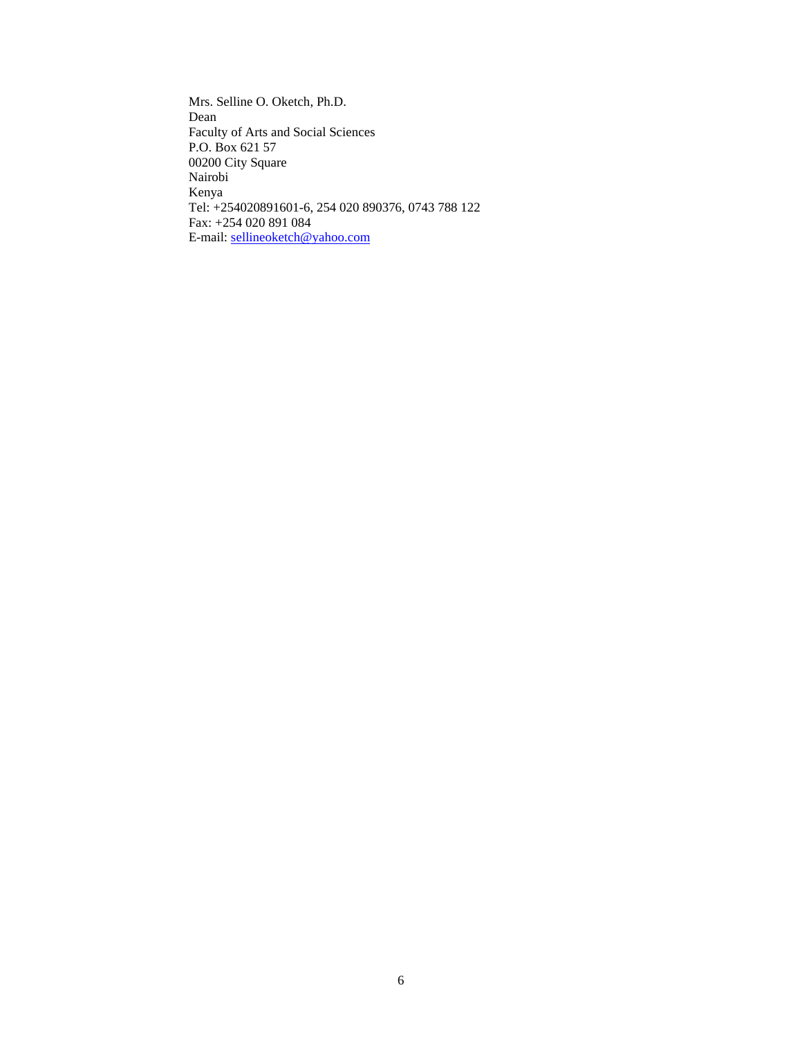Mrs. Selline O. Oketch, Ph.D.  
Dean  
Faculty of Arts and Social Sciences  
P.O. Box 621 57  
00200 City Square  
Nairobi  
Kenya  
Tel: +254020891601-6, 254 020 890376, 0743 788 122  
Fax: +254 020 891 084  
E-mail: sellineoketch@yahoo.com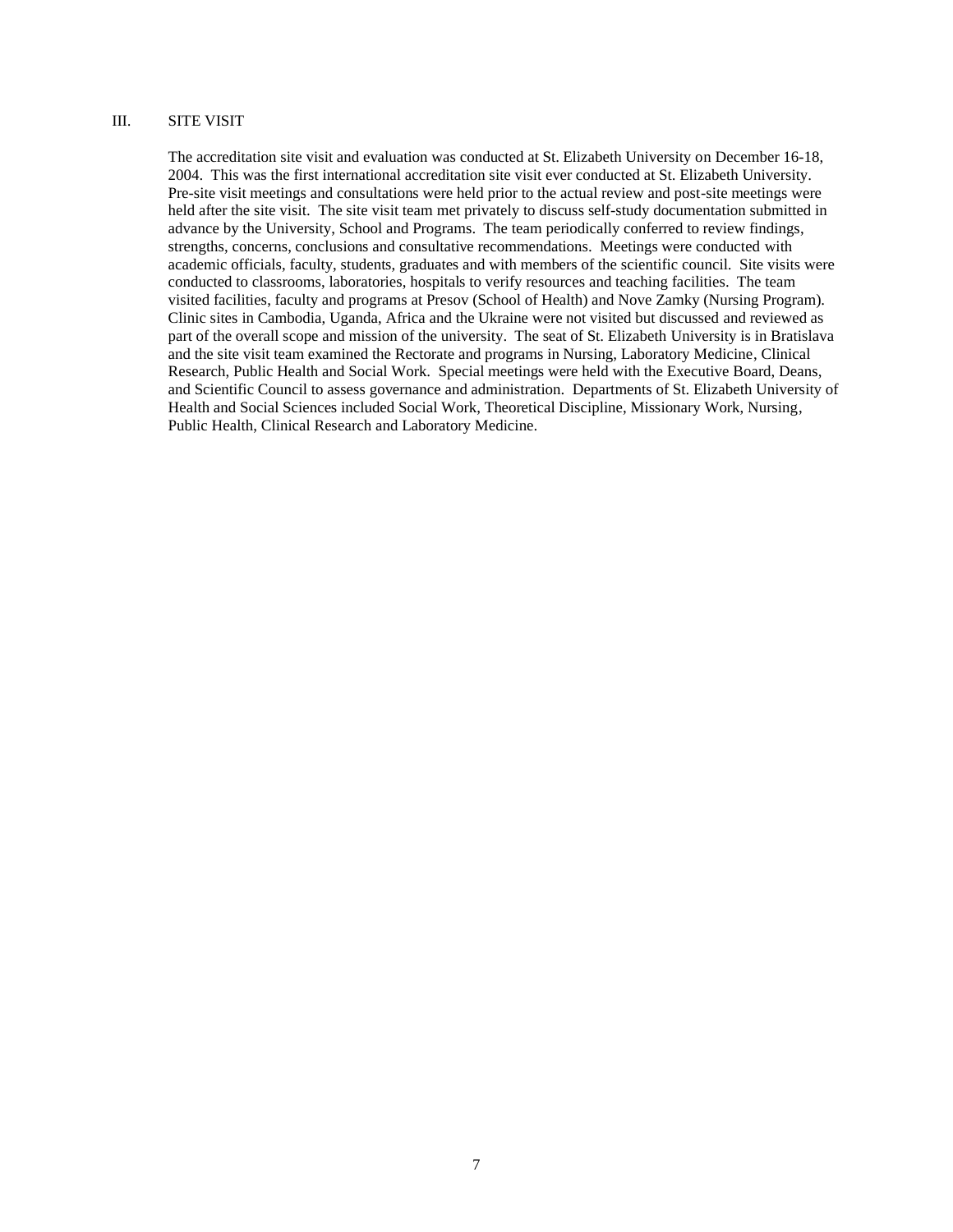## III. SITE VISIT

The accreditation site visit and evaluation was conducted at St. Elizabeth University on December 16-18, 2004. This was the first international accreditation site visit ever conducted at St. Elizabeth University. Pre-site visit meetings and consultations were held prior to the actual review and post-site meetings were held after the site visit. The site visit team met privately to discuss self-study documentation submitted in advance by the University, School and Programs. The team periodically conferred to review findings, strengths, concerns, conclusions and consultative recommendations. Meetings were conducted with academic officials, faculty, students, graduates and with members of the scientific council. Site visits were conducted to classrooms, laboratories, hospitals to verify resources and teaching facilities. The team visited facilities, faculty and programs at Presov (School of Health) and Nove Zamky (Nursing Program). Clinic sites in Cambodia, Uganda, Africa and the Ukraine were not visited but discussed and reviewed as part of the overall scope and mission of the university. The seat of St. Elizabeth University is in Bratislava and the site visit team examined the Rectorate and programs in Nursing, Laboratory Medicine, Clinical Research, Public Health and Social Work. Special meetings were held with the Executive Board, Deans, and Scientific Council to assess governance and administration. Departments of St. Elizabeth University of Health and Social Sciences included Social Work, Theoretical Discipline, Missionary Work, Nursing, Public Health, Clinical Research and Laboratory Medicine.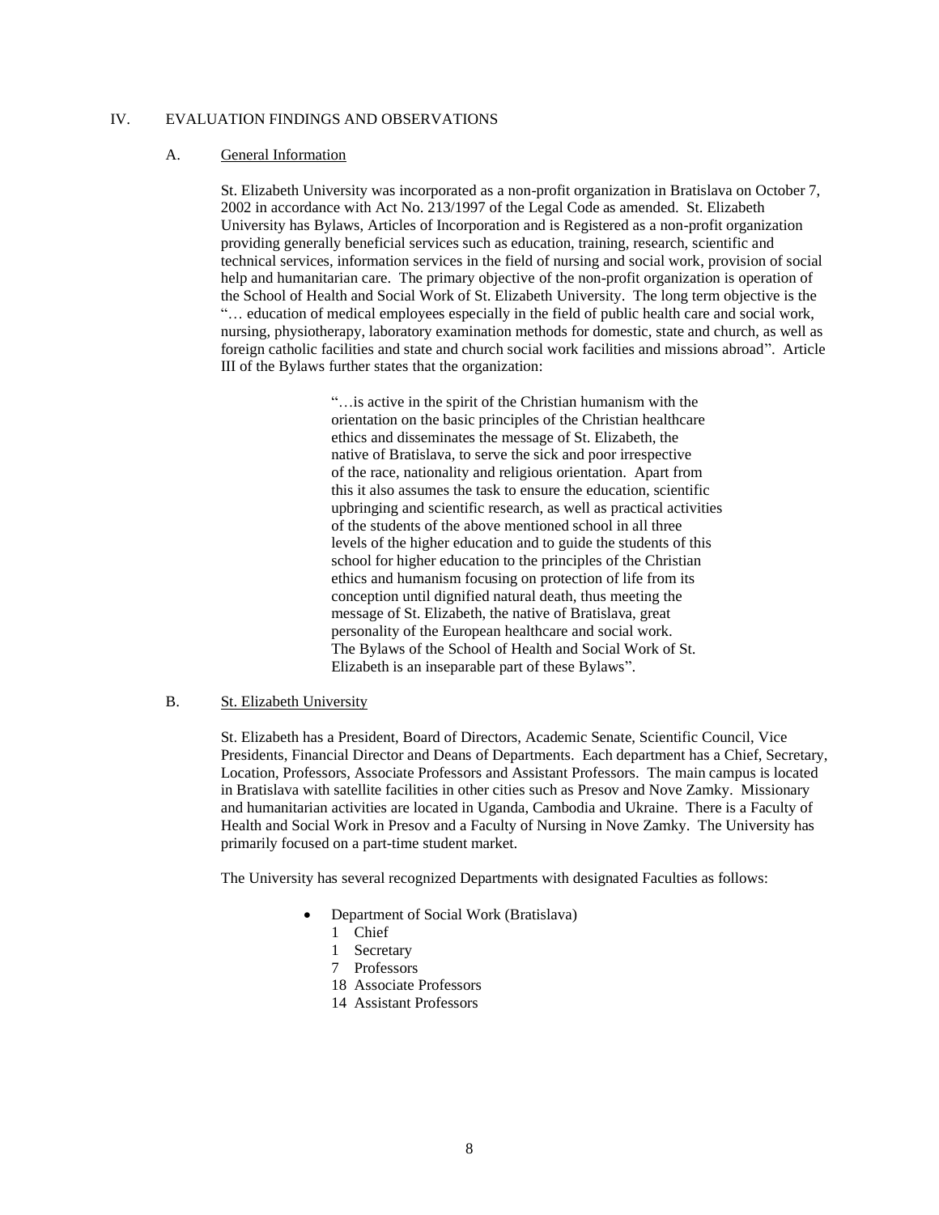## IV. EVALUATION FINDINGS AND OBSERVATIONS

### A. General Information

St. Elizabeth University was incorporated as a non-profit organization in Bratislava on October 7, 2002 in accordance with Act No. 213/1997 of the Legal Code as amended. St. Elizabeth University has Bylaws, Articles of Incorporation and is Registered as a non-profit organization providing generally beneficial services such as education, training, research, scientific and technical services, information services in the field of nursing and social work, provision of social help and humanitarian care. The primary objective of the non-profit organization is operation of the School of Health and Social Work of St. Elizabeth University. The long term objective is the "… education of medical employees especially in the field of public health care and social work, nursing, physiotherapy, laboratory examination methods for domestic, state and church, as well as foreign catholic facilities and state and church social work facilities and missions abroad". Article III of the Bylaws further states that the organization:

> "…is active in the spirit of the Christian humanism with the orientation on the basic principles of the Christian healthcare ethics and disseminates the message of St. Elizabeth, the native of Bratislava, to serve the sick and poor irrespective of the race, nationality and religious orientation. Apart from this it also assumes the task to ensure the education, scientific upbringing and scientific research, as well as practical activities of the students of the above mentioned school in all three levels of the higher education and to guide the students of this school for higher education to the principles of the Christian ethics and humanism focusing on protection of life from its conception until dignified natural death, thus meeting the message of St. Elizabeth, the native of Bratislava, great personality of the European healthcare and social work. The Bylaws of the School of Health and Social Work of St. Elizabeth is an inseparable part of these Bylaws".

### B. St. Elizabeth University

St. Elizabeth has a President, Board of Directors, Academic Senate, Scientific Council, Vice Presidents, Financial Director and Deans of Departments. Each department has a Chief, Secretary, Location, Professors, Associate Professors and Assistant Professors. The main campus is located in Bratislava with satellite facilities in other cities such as Presov and Nove Zamky. Missionary and humanitarian activities are located in Uganda, Cambodia and Ukraine. There is a Faculty of Health and Social Work in Presov and a Faculty of Nursing in Nove Zamky. The University has primarily focused on a part-time student market.

The University has several recognized Departments with designated Faculties as follows:

- Department of Social Work (Bratislava)
  - 1 Chief
  - 1 Secretary
  - 7 Professors
  - 18 Associate Professors
  - 14 Assistant Professors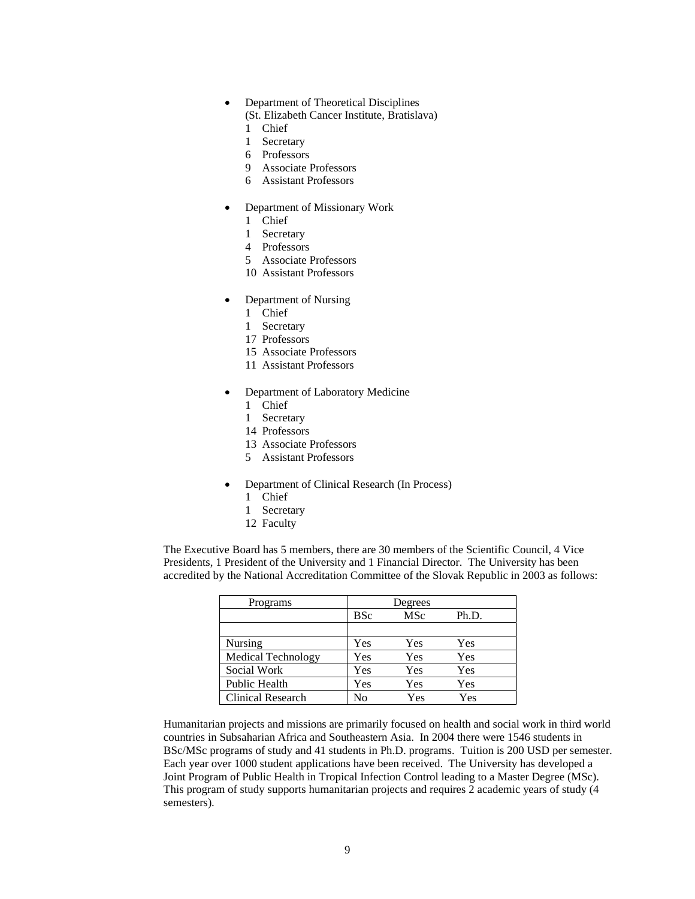- Department of Theoretical Disciplines
  (St. Elizabeth Cancer Institute, Bratislava)
  1 Chief
  1 Secretary
  6 Professors
  9 Associate Professors
  6 Assistant Professors

- Department of Missionary Work
  1 Chief
  1 Secretary
  4 Professors
  5 Associate Professors
  10 Assistant Professors

- Department of Nursing
  1 Chief
  1 Secretary
  17 Professors
  15 Associate Professors
  11 Assistant Professors

- Department of Laboratory Medicine
  1 Chief
  1 Secretary
  14 Professors
  13 Associate Professors
  5 Assistant Professors

- Department of Clinical Research (In Process)
  1 Chief
  1 Secretary
  12 Faculty

The Executive Board has 5 members, there are 30 members of the Scientific Council, 4 Vice Presidents, 1 President of the University and 1 Financial Director. The University has been accredited by the National Accreditation Committee of the Slovak Republic in 2003 as follows:

| Programs | Degrees | | |
|---|---|---|---|
| | BSc | MSc | Ph.D. |
| | | | |
| Nursing | Yes | Yes | Yes |
| Medical Technology | Yes | Yes | Yes |
| Social Work | Yes | Yes | Yes |
| Public Health | Yes | Yes | Yes |
| Clinical Research | No | Yes | Yes |

Humanitarian projects and missions are primarily focused on health and social work in third world countries in Subsaharian Africa and Southeastern Asia. In 2004 there were 1546 students in BSc/MSc programs of study and 41 students in Ph.D. programs. Tuition is 200 USD per semester. Each year over 1000 student applications have been received. The University has developed a Joint Program of Public Health in Tropical Infection Control leading to a Master Degree (MSc). This program of study supports humanitarian projects and requires 2 academic years of study (4 semesters).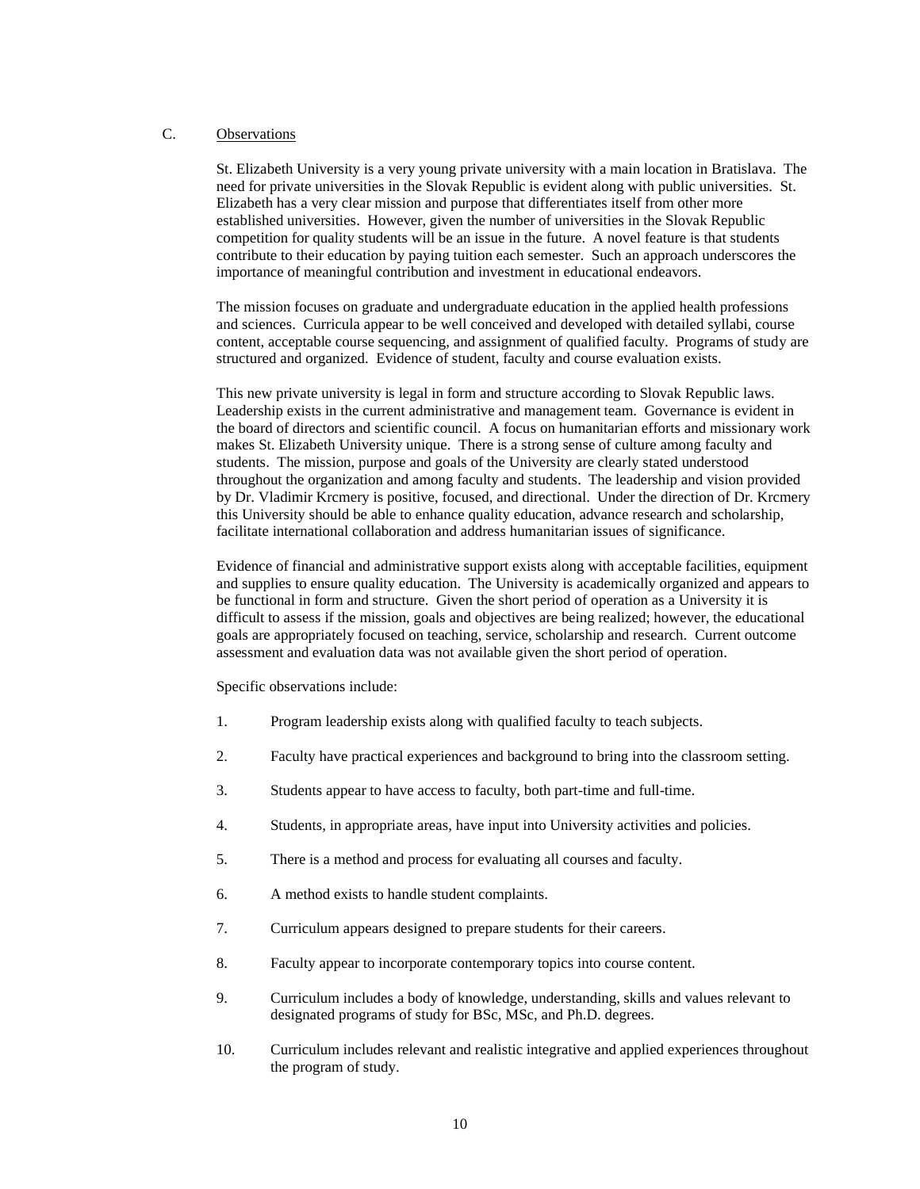## C. Observations

St. Elizabeth University is a very young private university with a main location in Bratislava. The need for private universities in the Slovak Republic is evident along with public universities. St. Elizabeth has a very clear mission and purpose that differentiates itself from other more established universities. However, given the number of universities in the Slovak Republic competition for quality students will be an issue in the future. A novel feature is that students contribute to their education by paying tuition each semester. Such an approach underscores the importance of meaningful contribution and investment in educational endeavors.

The mission focuses on graduate and undergraduate education in the applied health professions and sciences. Curricula appear to be well conceived and developed with detailed syllabi, course content, acceptable course sequencing, and assignment of qualified faculty. Programs of study are structured and organized. Evidence of student, faculty and course evaluation exists.

This new private university is legal in form and structure according to Slovak Republic laws. Leadership exists in the current administrative and management team. Governance is evident in the board of directors and scientific council. A focus on humanitarian efforts and missionary work makes St. Elizabeth University unique. There is a strong sense of culture among faculty and students. The mission, purpose and goals of the University are clearly stated understood throughout the organization and among faculty and students. The leadership and vision provided by Dr. Vladimir Krcmery is positive, focused, and directional. Under the direction of Dr. Krcmery this University should be able to enhance quality education, advance research and scholarship, facilitate international collaboration and address humanitarian issues of significance.

Evidence of financial and administrative support exists along with acceptable facilities, equipment and supplies to ensure quality education. The University is academically organized and appears to be functional in form and structure. Given the short period of operation as a University it is difficult to assess if the mission, goals and objectives are being realized; however, the educational goals are appropriately focused on teaching, service, scholarship and research. Current outcome assessment and evaluation data was not available given the short period of operation.

Specific observations include:

1. Program leadership exists along with qualified faculty to teach subjects.

2. Faculty have practical experiences and background to bring into the classroom setting.

3. Students appear to have access to faculty, both part-time and full-time.

4. Students, in appropriate areas, have input into University activities and policies.

5. There is a method and process for evaluating all courses and faculty.

6. A method exists to handle student complaints.

7. Curriculum appears designed to prepare students for their careers.

8. Faculty appear to incorporate contemporary topics into course content.

9. Curriculum includes a body of knowledge, understanding, skills and values relevant to designated programs of study for BSc, MSc, and Ph.D. degrees.

10. Curriculum includes relevant and realistic integrative and applied experiences throughout the program of study.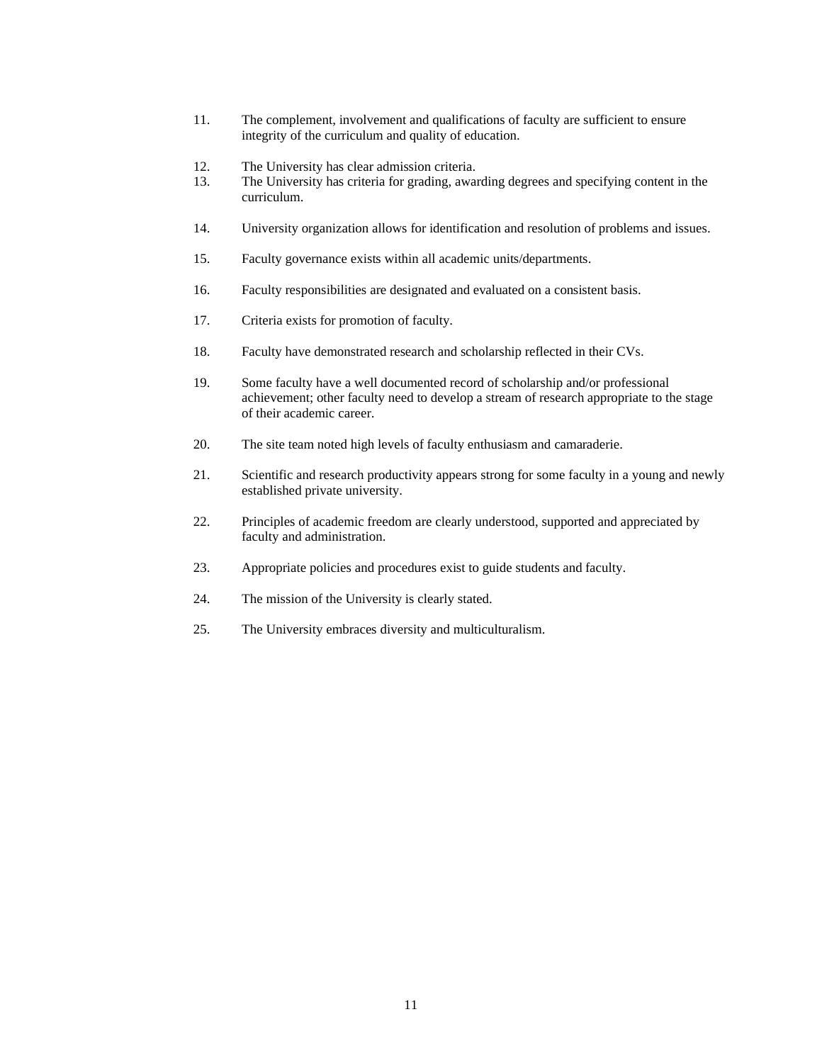11. The complement, involvement and qualifications of faculty are sufficient to ensure integrity of the curriculum and quality of education.

12. The University has clear admission criteria.
13. The University has criteria for grading, awarding degrees and specifying content in the curriculum.

14. University organization allows for identification and resolution of problems and issues.

15. Faculty governance exists within all academic units/departments.

16. Faculty responsibilities are designated and evaluated on a consistent basis.

17. Criteria exists for promotion of faculty.

18. Faculty have demonstrated research and scholarship reflected in their CVs.

19. Some faculty have a well documented record of scholarship and/or professional achievement; other faculty need to develop a stream of research appropriate to the stage of their academic career.

20. The site team noted high levels of faculty enthusiasm and camaraderie.

21. Scientific and research productivity appears strong for some faculty in a young and newly established private university.

22. Principles of academic freedom are clearly understood, supported and appreciated by faculty and administration.

23. Appropriate policies and procedures exist to guide students and faculty.

24. The mission of the University is clearly stated.

25. The University embraces diversity and multiculturalism.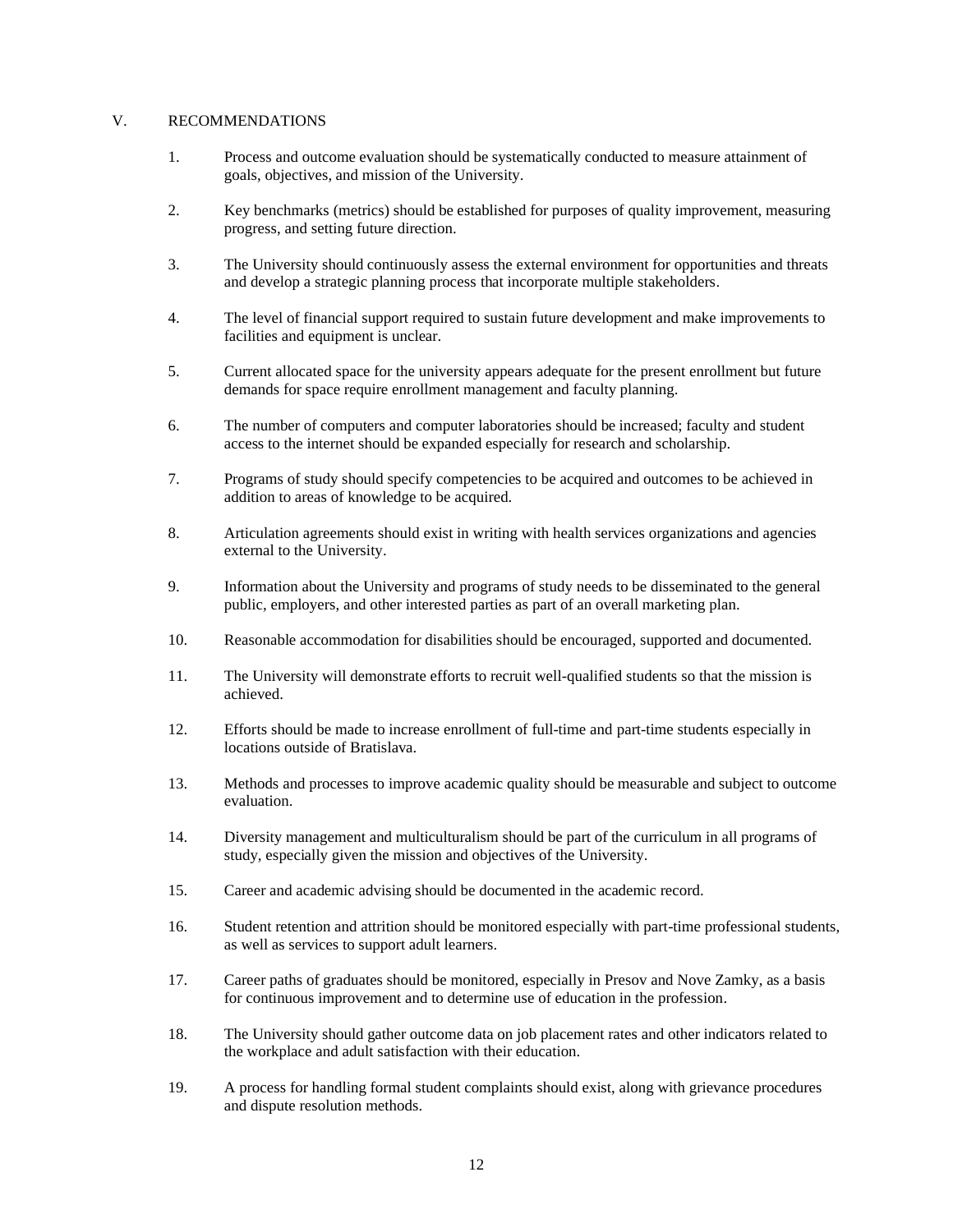## V. RECOMMENDATIONS

1. Process and outcome evaluation should be systematically conducted to measure attainment of goals, objectives, and mission of the University.

2. Key benchmarks (metrics) should be established for purposes of quality improvement, measuring progress, and setting future direction.

3. The University should continuously assess the external environment for opportunities and threats and develop a strategic planning process that incorporate multiple stakeholders.

4. The level of financial support required to sustain future development and make improvements to facilities and equipment is unclear.

5. Current allocated space for the university appears adequate for the present enrollment but future demands for space require enrollment management and faculty planning.

6. The number of computers and computer laboratories should be increased; faculty and student access to the internet should be expanded especially for research and scholarship.

7. Programs of study should specify competencies to be acquired and outcomes to be achieved in addition to areas of knowledge to be acquired.

8. Articulation agreements should exist in writing with health services organizations and agencies external to the University.

9. Information about the University and programs of study needs to be disseminated to the general public, employers, and other interested parties as part of an overall marketing plan.

10. Reasonable accommodation for disabilities should be encouraged, supported and documented.

11. The University will demonstrate efforts to recruit well-qualified students so that the mission is achieved.

12. Efforts should be made to increase enrollment of full-time and part-time students especially in locations outside of Bratislava.

13. Methods and processes to improve academic quality should be measurable and subject to outcome evaluation.

14. Diversity management and multiculturalism should be part of the curriculum in all programs of study, especially given the mission and objectives of the University.

15. Career and academic advising should be documented in the academic record.

16. Student retention and attrition should be monitored especially with part-time professional students, as well as services to support adult learners.

17. Career paths of graduates should be monitored, especially in Presov and Nove Zamky, as a basis for continuous improvement and to determine use of education in the profession.

18. The University should gather outcome data on job placement rates and other indicators related to the workplace and adult satisfaction with their education.

19. A process for handling formal student complaints should exist, along with grievance procedures and dispute resolution methods.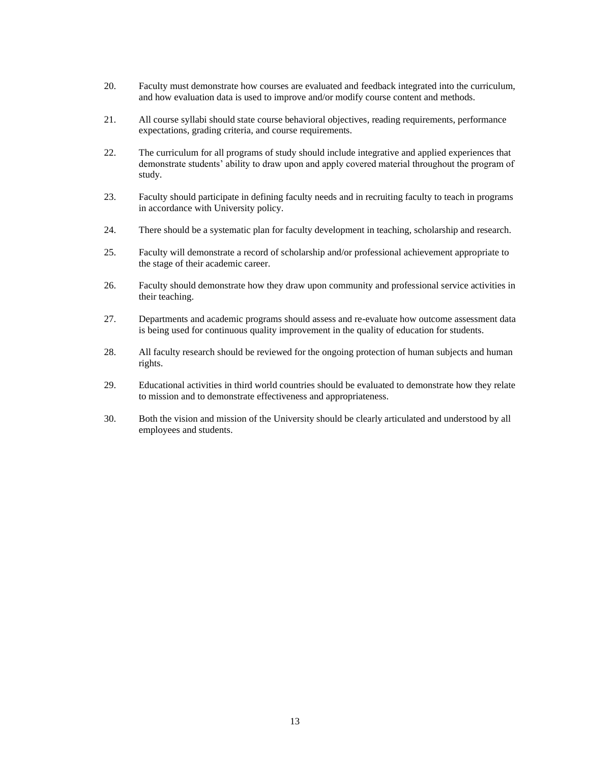20. Faculty must demonstrate how courses are evaluated and feedback integrated into the curriculum, and how evaluation data is used to improve and/or modify course content and methods.

21. All course syllabi should state course behavioral objectives, reading requirements, performance expectations, grading criteria, and course requirements.

22. The curriculum for all programs of study should include integrative and applied experiences that demonstrate students' ability to draw upon and apply covered material throughout the program of study.

23. Faculty should participate in defining faculty needs and in recruiting faculty to teach in programs in accordance with University policy.

24. There should be a systematic plan for faculty development in teaching, scholarship and research.

25. Faculty will demonstrate a record of scholarship and/or professional achievement appropriate to the stage of their academic career.

26. Faculty should demonstrate how they draw upon community and professional service activities in their teaching.

27. Departments and academic programs should assess and re-evaluate how outcome assessment data is being used for continuous quality improvement in the quality of education for students.

28. All faculty research should be reviewed for the ongoing protection of human subjects and human rights.

29. Educational activities in third world countries should be evaluated to demonstrate how they relate to mission and to demonstrate effectiveness and appropriateness.

30. Both the vision and mission of the University should be clearly articulated and understood by all employees and students.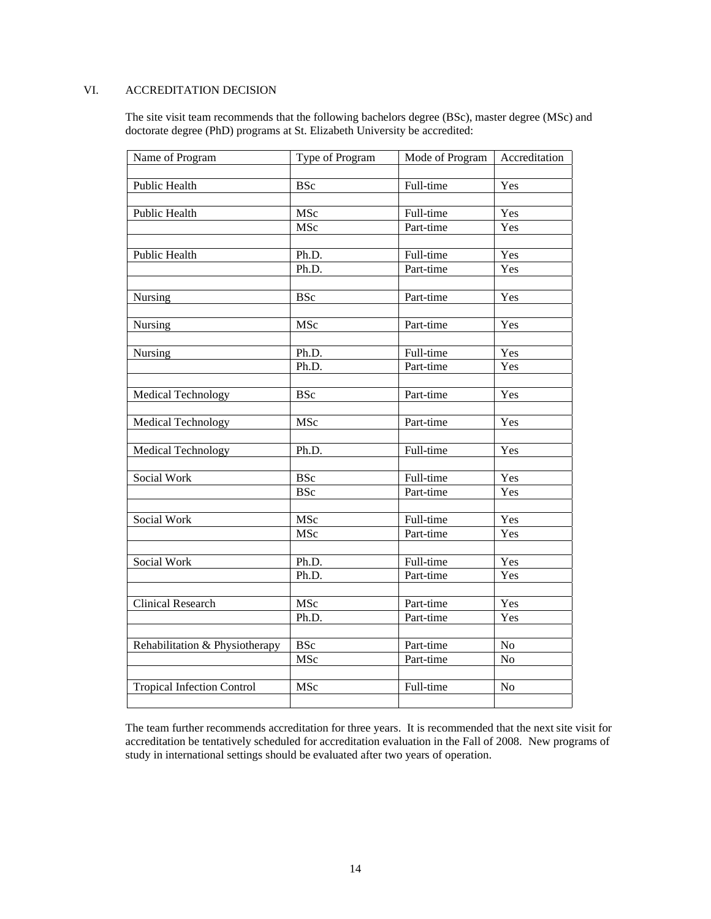## VI. ACCREDITATION DECISION

The site visit team recommends that the following bachelors degree (BSc), master degree (MSc) and doctorate degree (PhD) programs at St. Elizabeth University be accredited:

| Name of Program | Type of Program | Mode of Program | Accreditation |
|---|---|---|---|
| | | | |
| Public Health | BSc | Full-time | Yes |
| | | | |
| Public Health | MSc | Full-time | Yes |
| | MSc | Part-time | Yes |
| | | | |
| Public Health | Ph.D. | Full-time | Yes |
| | Ph.D. | Part-time | Yes |
| | | | |
| Nursing | BSc | Part-time | Yes |
| | | | |
| Nursing | MSc | Part-time | Yes |
| | | | |
| Nursing | Ph.D. | Full-time | Yes |
| | Ph.D. | Part-time | Yes |
| | | | |
| Medical Technology | BSc | Part-time | Yes |
| | | | |
| Medical Technology | MSc | Part-time | Yes |
| | | | |
| Medical Technology | Ph.D. | Full-time | Yes |
| | | | |
| Social Work | BSc | Full-time | Yes |
| | BSc | Part-time | Yes |
| | | | |
| Social Work | MSc | Full-time | Yes |
| | MSc | Part-time | Yes |
| | | | |
| Social Work | Ph.D. | Full-time | Yes |
| | Ph.D. | Part-time | Yes |
| | | | |
| Clinical Research | MSc | Part-time | Yes |
| | Ph.D. | Part-time | Yes |
| | | | |
| Rehabilitation & Physiotherapy | BSc | Part-time | No |
| | MSc | Part-time | No |
| | | | |
| Tropical Infection Control | MSc | Full-time | No |
| | | | |

The team further recommends accreditation for three years. It is recommended that the next site visit for accreditation be tentatively scheduled for accreditation evaluation in the Fall of 2008. New programs of study in international settings should be evaluated after two years of operation.